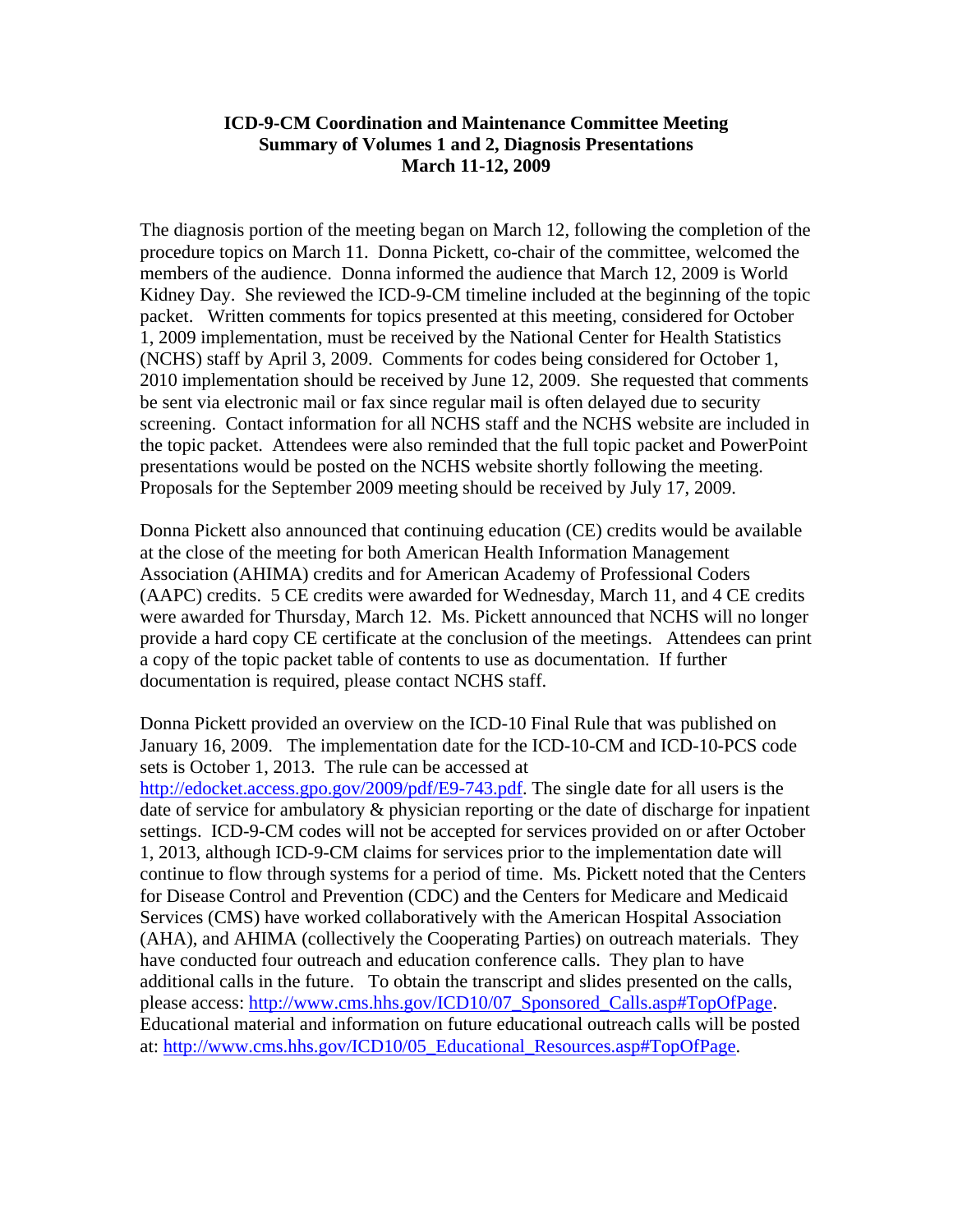**ICD-9-CM Coordination and Maintenance Committee Meeting**
**Summary of Volumes 1 and 2, Diagnosis Presentations**
**March 11-12, 2009**

The diagnosis portion of the meeting began on March 12, following the completion of the procedure topics on March 11. Donna Pickett, co-chair of the committee, welcomed the members of the audience. Donna informed the audience that March 12, 2009 is World Kidney Day. She reviewed the ICD-9-CM timeline included at the beginning of the topic packet. Written comments for topics presented at this meeting, considered for October 1, 2009 implementation, must be received by the National Center for Health Statistics (NCHS) staff by April 3, 2009. Comments for codes being considered for October 1, 2010 implementation should be received by June 12, 2009. She requested that comments be sent via electronic mail or fax since regular mail is often delayed due to security screening. Contact information for all NCHS staff and the NCHS website are included in the topic packet. Attendees were also reminded that the full topic packet and PowerPoint presentations would be posted on the NCHS website shortly following the meeting. Proposals for the September 2009 meeting should be received by July 17, 2009.

Donna Pickett also announced that continuing education (CE) credits would be available at the close of the meeting for both American Health Information Management Association (AHIMA) credits and for American Academy of Professional Coders (AAPC) credits. 5 CE credits were awarded for Wednesday, March 11, and 4 CE credits were awarded for Thursday, March 12. Ms. Pickett announced that NCHS will no longer provide a hard copy CE certificate at the conclusion of the meetings. Attendees can print a copy of the topic packet table of contents to use as documentation. If further documentation is required, please contact NCHS staff.

Donna Pickett provided an overview on the ICD-10 Final Rule that was published on January 16, 2009. The implementation date for the ICD-10-CM and ICD-10-PCS code sets is October 1, 2013. The rule can be accessed at [http://edocket.access.gpo.gov/2009/pdf/E9-743.pdf](http://edocket.access.gpo.gov/2009/pdf/E9-743.pdf). The single date for all users is the date of service for ambulatory & physician reporting or the date of discharge for inpatient settings. ICD-9-CM codes will not be accepted for services provided on or after October 1, 2013, although ICD-9-CM claims for services prior to the implementation date will continue to flow through systems for a period of time. Ms. Pickett noted that the Centers for Disease Control and Prevention (CDC) and the Centers for Medicare and Medicaid Services (CMS) have worked collaboratively with the American Hospital Association (AHA), and AHIMA (collectively the Cooperating Parties) on outreach materials. They have conducted four outreach and education conference calls. They plan to have additional calls in the future. To obtain the transcript and slides presented on the calls, please access: [http://www.cms.hhs.gov/ICD10/07_Sponsored_Calls.asp#TopOfPage](http://www.cms.hhs.gov/ICD10/07_Sponsored_Calls.asp#TopOfPage). Educational material and information on future educational outreach calls will be posted at: [http://www.cms.hhs.gov/ICD10/05_Educational_Resources.asp#TopOfPage](http://www.cms.hhs.gov/ICD10/05_Educational_Resources.asp#TopOfPage).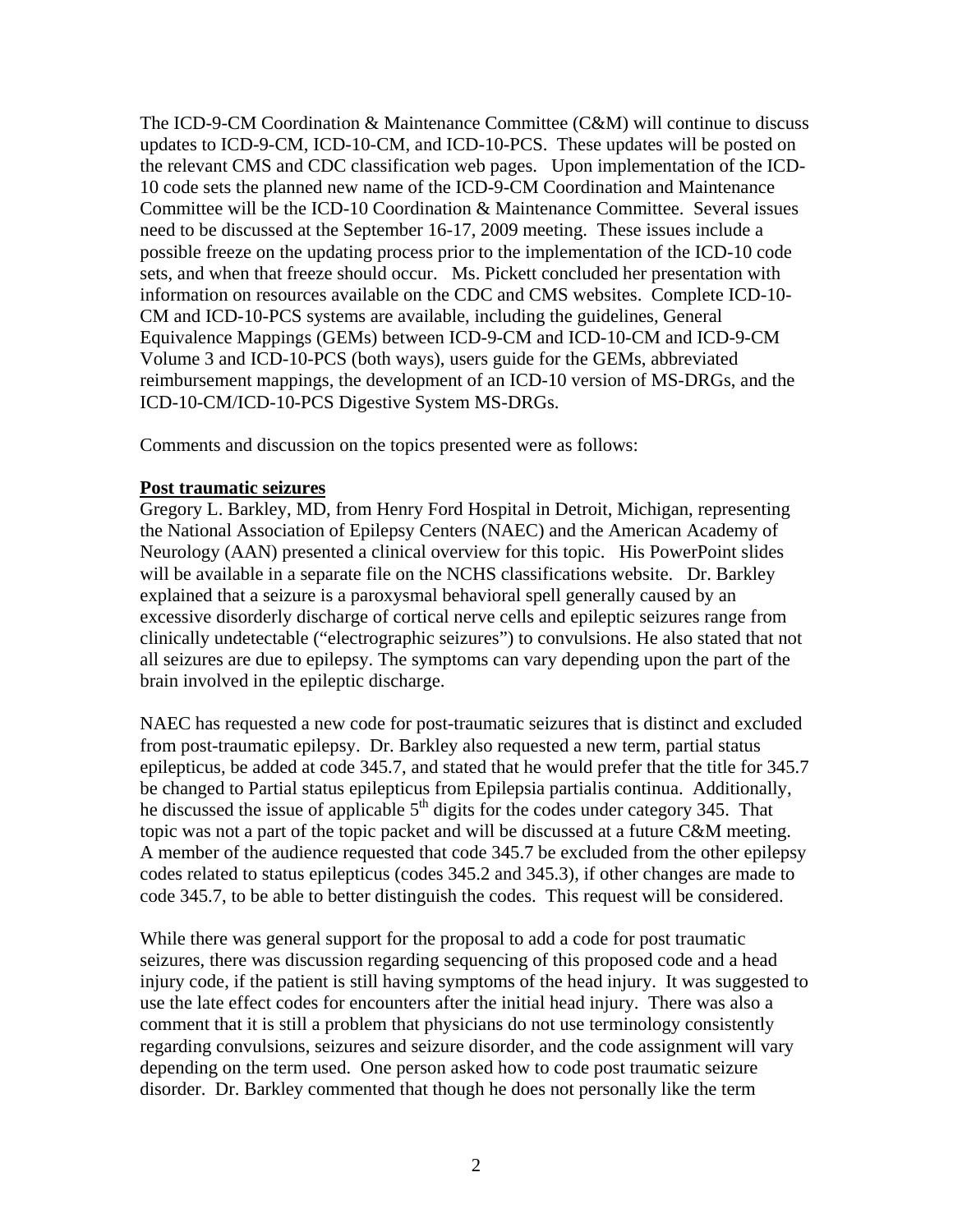The ICD-9-CM Coordination & Maintenance Committee (C&M) will continue to discuss updates to ICD-9-CM, ICD-10-CM, and ICD-10-PCS. These updates will be posted on the relevant CMS and CDC classification web pages. Upon implementation of the ICD-10 code sets the planned new name of the ICD-9-CM Coordination and Maintenance Committee will be the ICD-10 Coordination & Maintenance Committee. Several issues need to be discussed at the September 16-17, 2009 meeting. These issues include a possible freeze on the updating process prior to the implementation of the ICD-10 code sets, and when that freeze should occur. Ms. Pickett concluded her presentation with information on resources available on the CDC and CMS websites. Complete ICD-10-CM and ICD-10-PCS systems are available, including the guidelines, General Equivalence Mappings (GEMs) between ICD-9-CM and ICD-10-CM and ICD-9-CM Volume 3 and ICD-10-PCS (both ways), users guide for the GEMs, abbreviated reimbursement mappings, the development of an ICD-10 version of MS-DRGs, and the ICD-10-CM/ICD-10-PCS Digestive System MS-DRGs.

Comments and discussion on the topics presented were as follows:

**Post traumatic seizures**

Gregory L. Barkley, MD, from Henry Ford Hospital in Detroit, Michigan, representing the National Association of Epilepsy Centers (NAEC) and the American Academy of Neurology (AAN) presented a clinical overview for this topic. His PowerPoint slides will be available in a separate file on the NCHS classifications website. Dr. Barkley explained that a seizure is a paroxysmal behavioral spell generally caused by an excessive disorderly discharge of cortical nerve cells and epileptic seizures range from clinically undetectable ("electrographic seizures") to convulsions. He also stated that not all seizures are due to epilepsy. The symptoms can vary depending upon the part of the brain involved in the epileptic discharge.

NAEC has requested a new code for post-traumatic seizures that is distinct and excluded from post-traumatic epilepsy. Dr. Barkley also requested a new term, partial status epilepticus, be added at code 345.7, and stated that he would prefer that the title for 345.7 be changed to Partial status epilepticus from Epilepsia partialis continua. Additionally, he discussed the issue of applicable 5th digits for the codes under category 345. That topic was not a part of the topic packet and will be discussed at a future C&M meeting. A member of the audience requested that code 345.7 be excluded from the other epilepsy codes related to status epilepticus (codes 345.2 and 345.3), if other changes are made to code 345.7, to be able to better distinguish the codes. This request will be considered.

While there was general support for the proposal to add a code for post traumatic seizures, there was discussion regarding sequencing of this proposed code and a head injury code, if the patient is still having symptoms of the head injury. It was suggested to use the late effect codes for encounters after the initial head injury. There was also a comment that it is still a problem that physicians do not use terminology consistently regarding convulsions, seizures and seizure disorder, and the code assignment will vary depending on the term used. One person asked how to code post traumatic seizure disorder. Dr. Barkley commented that though he does not personally like the term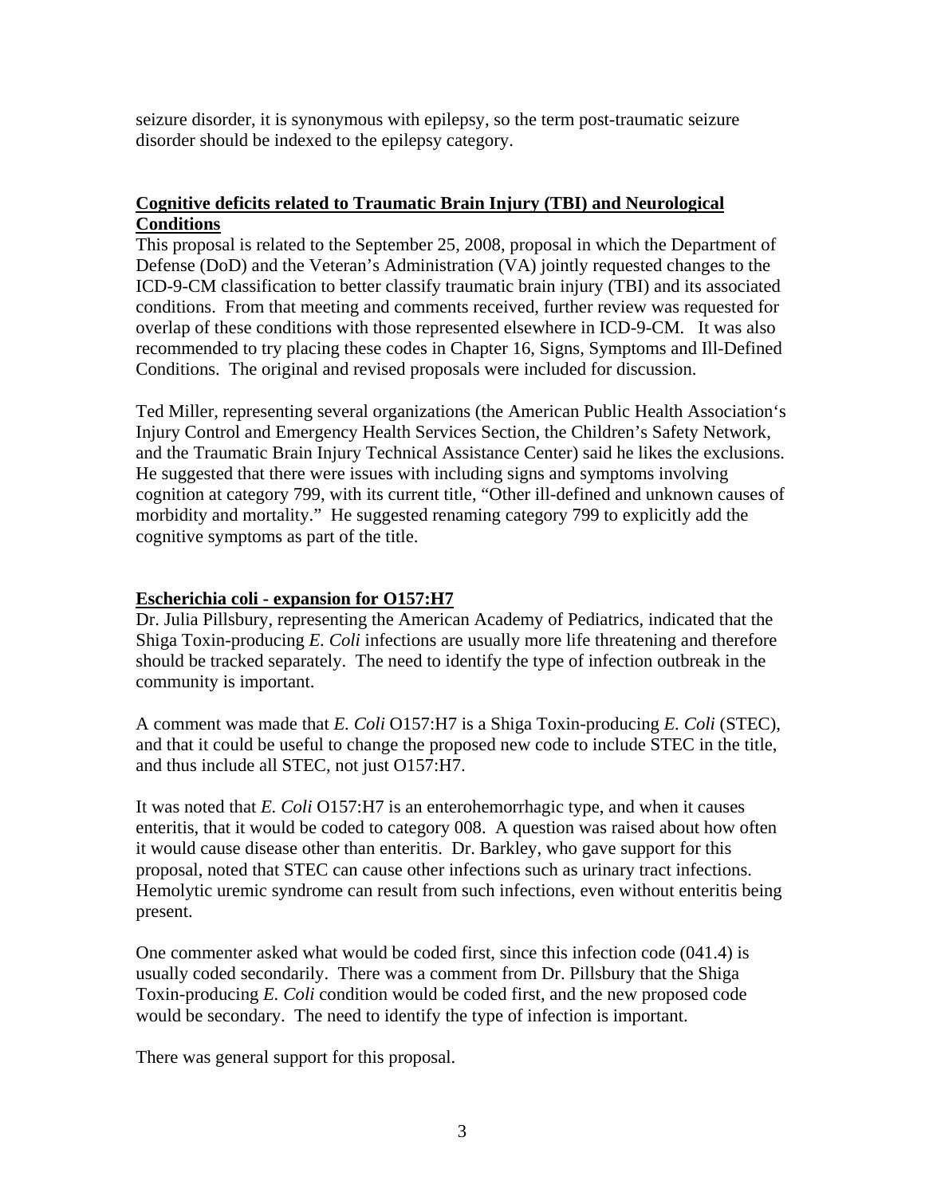seizure disorder, it is synonymous with epilepsy, so the term post-traumatic seizure disorder should be indexed to the epilepsy category.

**Cognitive deficits related to Traumatic Brain Injury (TBI) and Neurological Conditions**

This proposal is related to the September 25, 2008, proposal in which the Department of Defense (DoD) and the Veteran's Administration (VA) jointly requested changes to the ICD-9-CM classification to better classify traumatic brain injury (TBI) and its associated conditions. From that meeting and comments received, further review was requested for overlap of these conditions with those represented elsewhere in ICD-9-CM. It was also recommended to try placing these codes in Chapter 16, Signs, Symptoms and Ill-Defined Conditions. The original and revised proposals were included for discussion.

Ted Miller, representing several organizations (the American Public Health Association's Injury Control and Emergency Health Services Section, the Children's Safety Network, and the Traumatic Brain Injury Technical Assistance Center) said he likes the exclusions. He suggested that there were issues with including signs and symptoms involving cognition at category 799, with its current title, "Other ill-defined and unknown causes of morbidity and mortality." He suggested renaming category 799 to explicitly add the cognitive symptoms as part of the title.

**Escherichia coli - expansion for O157:H7**

Dr. Julia Pillsbury, representing the American Academy of Pediatrics, indicated that the Shiga Toxin-producing *E. Coli* infections are usually more life threatening and therefore should be tracked separately. The need to identify the type of infection outbreak in the community is important.

A comment was made that *E. Coli* O157:H7 is a Shiga Toxin-producing *E. Coli* (STEC), and that it could be useful to change the proposed new code to include STEC in the title, and thus include all STEC, not just O157:H7.

It was noted that *E. Coli* O157:H7 is an enterohemorrhagic type, and when it causes enteritis, that it would be coded to category 008. A question was raised about how often it would cause disease other than enteritis. Dr. Barkley, who gave support for this proposal, noted that STEC can cause other infections such as urinary tract infections. Hemolytic uremic syndrome can result from such infections, even without enteritis being present.

One commenter asked what would be coded first, since this infection code (041.4) is usually coded secondarily. There was a comment from Dr. Pillsbury that the Shiga Toxin-producing *E. Coli* condition would be coded first, and the new proposed code would be secondary. The need to identify the type of infection is important.

There was general support for this proposal.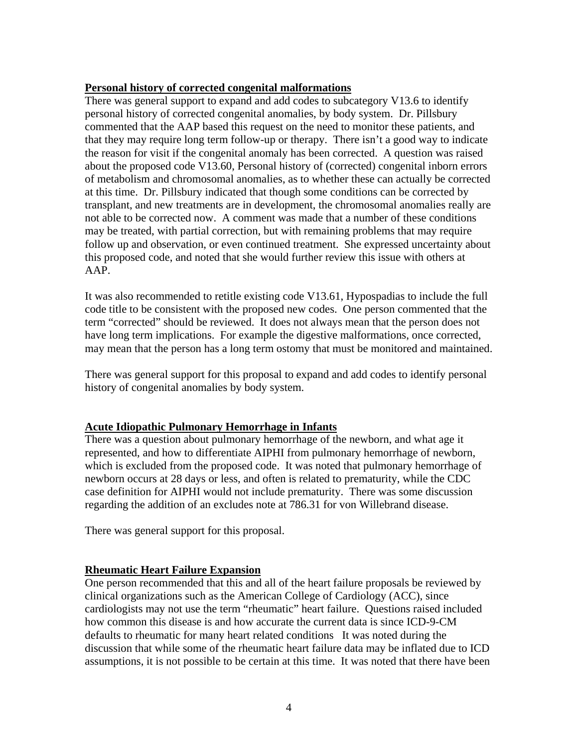**Personal history of corrected congenital malformations**

There was general support to expand and add codes to subcategory V13.6 to identify personal history of corrected congenital anomalies, by body system. Dr. Pillsbury commented that the AAP based this request on the need to monitor these patients, and that they may require long term follow-up or therapy. There isn't a good way to indicate the reason for visit if the congenital anomaly has been corrected. A question was raised about the proposed code V13.60, Personal history of (corrected) congenital inborn errors of metabolism and chromosomal anomalies, as to whether these can actually be corrected at this time. Dr. Pillsbury indicated that though some conditions can be corrected by transplant, and new treatments are in development, the chromosomal anomalies really are not able to be corrected now. A comment was made that a number of these conditions may be treated, with partial correction, but with remaining problems that may require follow up and observation, or even continued treatment. She expressed uncertainty about this proposed code, and noted that she would further review this issue with others at AAP.

It was also recommended to retitle existing code V13.61, Hypospadias to include the full code title to be consistent with the proposed new codes. One person commented that the term "corrected" should be reviewed. It does not always mean that the person does not have long term implications. For example the digestive malformations, once corrected, may mean that the person has a long term ostomy that must be monitored and maintained.

There was general support for this proposal to expand and add codes to identify personal history of congenital anomalies by body system.

**Acute Idiopathic Pulmonary Hemorrhage in Infants**

There was a question about pulmonary hemorrhage of the newborn, and what age it represented, and how to differentiate AIPHI from pulmonary hemorrhage of newborn, which is excluded from the proposed code. It was noted that pulmonary hemorrhage of newborn occurs at 28 days or less, and often is related to prematurity, while the CDC case definition for AIPHI would not include prematurity. There was some discussion regarding the addition of an excludes note at 786.31 for von Willebrand disease.

There was general support for this proposal.

**Rheumatic Heart Failure Expansion**

One person recommended that this and all of the heart failure proposals be reviewed by clinical organizations such as the American College of Cardiology (ACC), since cardiologists may not use the term "rheumatic" heart failure. Questions raised included how common this disease is and how accurate the current data is since ICD-9-CM defaults to rheumatic for many heart related conditions It was noted during the discussion that while some of the rheumatic heart failure data may be inflated due to ICD assumptions, it is not possible to be certain at this time. It was noted that there have been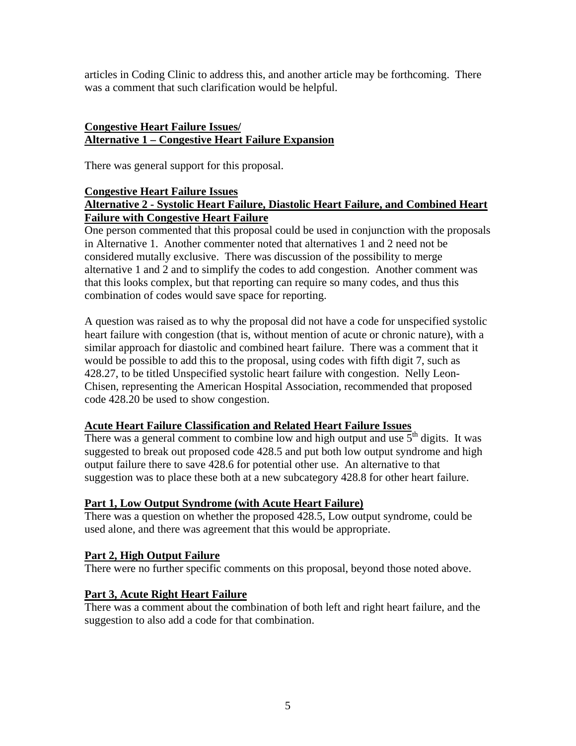articles in Coding Clinic to address this, and another article may be forthcoming. There was a comment that such clarification would be helpful.

**<u>Congestive Heart Failure Issues/</u>**
**<u>Alternative 1 – Congestive Heart Failure Expansion</u>**

There was general support for this proposal.

**<u>Congestive Heart Failure Issues</u>**
**<u>Alternative 2 - Systolic Heart Failure, Diastolic Heart Failure, and Combined Heart Failure with Congestive Heart Failure</u>**

One person commented that this proposal could be used in conjunction with the proposals in Alternative 1. Another commenter noted that alternatives 1 and 2 need not be considered mutally exclusive. There was discussion of the possibility to merge alternative 1 and 2 and to simplify the codes to add congestion. Another comment was that this looks complex, but that reporting can require so many codes, and thus this combination of codes would save space for reporting.

A question was raised as to why the proposal did not have a code for unspecified systolic heart failure with congestion (that is, without mention of acute or chronic nature), with a similar approach for diastolic and combined heart failure. There was a comment that it would be possible to add this to the proposal, using codes with fifth digit 7, such as 428.27, to be titled Unspecified systolic heart failure with congestion. Nelly Leon-Chisen, representing the American Hospital Association, recommended that proposed code 428.20 be used to show congestion.

**<u>Acute Heart Failure Classification and Related Heart Failure Issues</u>**

There was a general comment to combine low and high output and use 5th digits. It was suggested to break out proposed code 428.5 and put both low output syndrome and high output failure there to save 428.6 for potential other use. An alternative to that suggestion was to place these both at a new subcategory 428.8 for other heart failure.

**<u>Part 1, Low Output Syndrome (with Acute Heart Failure)</u>**

There was a question on whether the proposed 428.5, Low output syndrome, could be used alone, and there was agreement that this would be appropriate.

**<u>Part 2, High Output Failure</u>**

There were no further specific comments on this proposal, beyond those noted above.

**<u>Part 3, Acute Right Heart Failure</u>**

There was a comment about the combination of both left and right heart failure, and the suggestion to also add a code for that combination.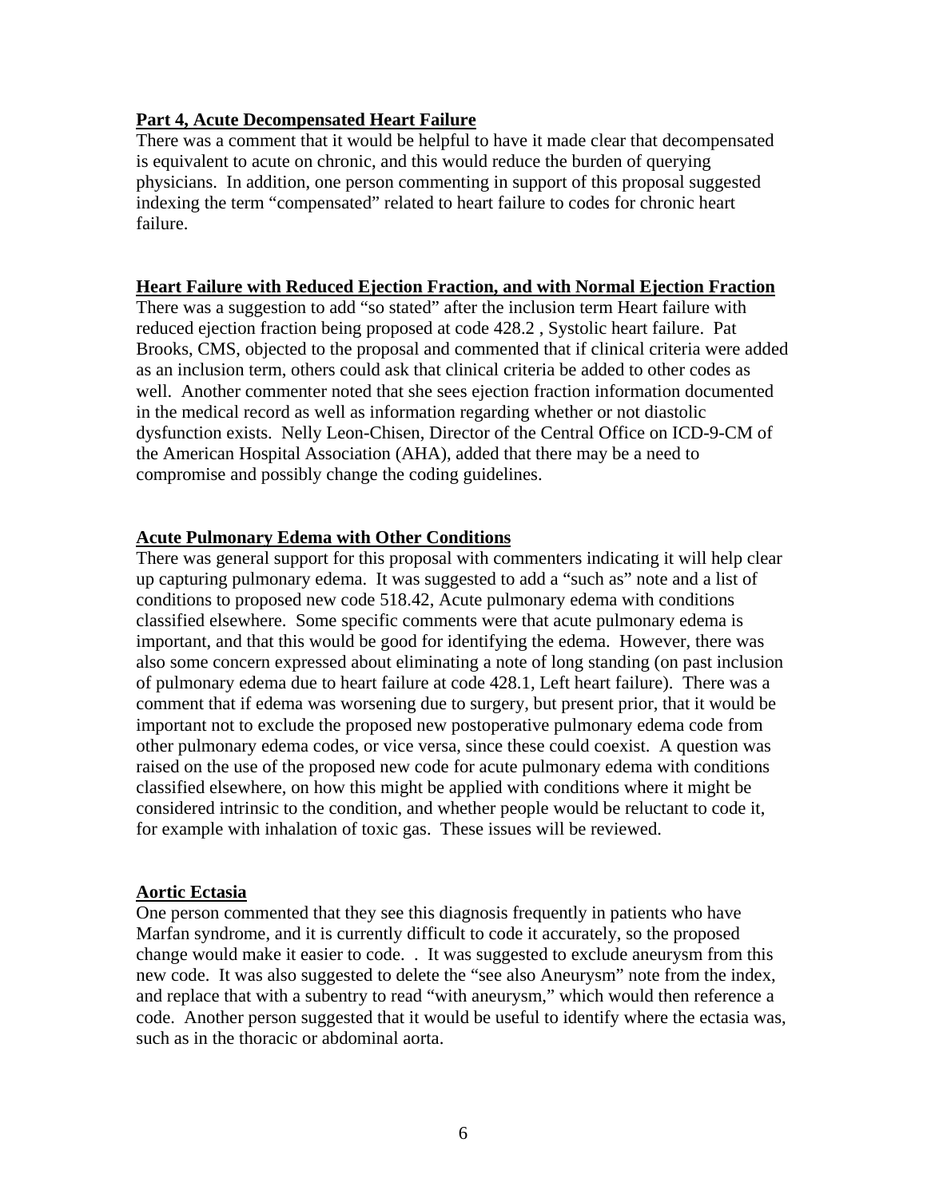**Part 4, Acute Decompensated Heart Failure**

There was a comment that it would be helpful to have it made clear that decompensated is equivalent to acute on chronic, and this would reduce the burden of querying physicians. In addition, one person commenting in support of this proposal suggested indexing the term "compensated" related to heart failure to codes for chronic heart failure.

**Heart Failure with Reduced Ejection Fraction, and with Normal Ejection Fraction**

There was a suggestion to add "so stated" after the inclusion term Heart failure with reduced ejection fraction being proposed at code 428.2 , Systolic heart failure. Pat Brooks, CMS, objected to the proposal and commented that if clinical criteria were added as an inclusion term, others could ask that clinical criteria be added to other codes as well. Another commenter noted that she sees ejection fraction information documented in the medical record as well as information regarding whether or not diastolic dysfunction exists. Nelly Leon-Chisen, Director of the Central Office on ICD-9-CM of the American Hospital Association (AHA), added that there may be a need to compromise and possibly change the coding guidelines.

**Acute Pulmonary Edema with Other Conditions**

There was general support for this proposal with commenters indicating it will help clear up capturing pulmonary edema. It was suggested to add a "such as" note and a list of conditions to proposed new code 518.42, Acute pulmonary edema with conditions classified elsewhere. Some specific comments were that acute pulmonary edema is important, and that this would be good for identifying the edema. However, there was also some concern expressed about eliminating a note of long standing (on past inclusion of pulmonary edema due to heart failure at code 428.1, Left heart failure). There was a comment that if edema was worsening due to surgery, but present prior, that it would be important not to exclude the proposed new postoperative pulmonary edema code from other pulmonary edema codes, or vice versa, since these could coexist. A question was raised on the use of the proposed new code for acute pulmonary edema with conditions classified elsewhere, on how this might be applied with conditions where it might be considered intrinsic to the condition, and whether people would be reluctant to code it, for example with inhalation of toxic gas. These issues will be reviewed.

**Aortic Ectasia**

One person commented that they see this diagnosis frequently in patients who have Marfan syndrome, and it is currently difficult to code it accurately, so the proposed change would make it easier to code. . It was suggested to exclude aneurysm from this new code. It was also suggested to delete the "see also Aneurysm" note from the index, and replace that with a subentry to read "with aneurysm," which would then reference a code. Another person suggested that it would be useful to identify where the ectasia was, such as in the thoracic or abdominal aorta.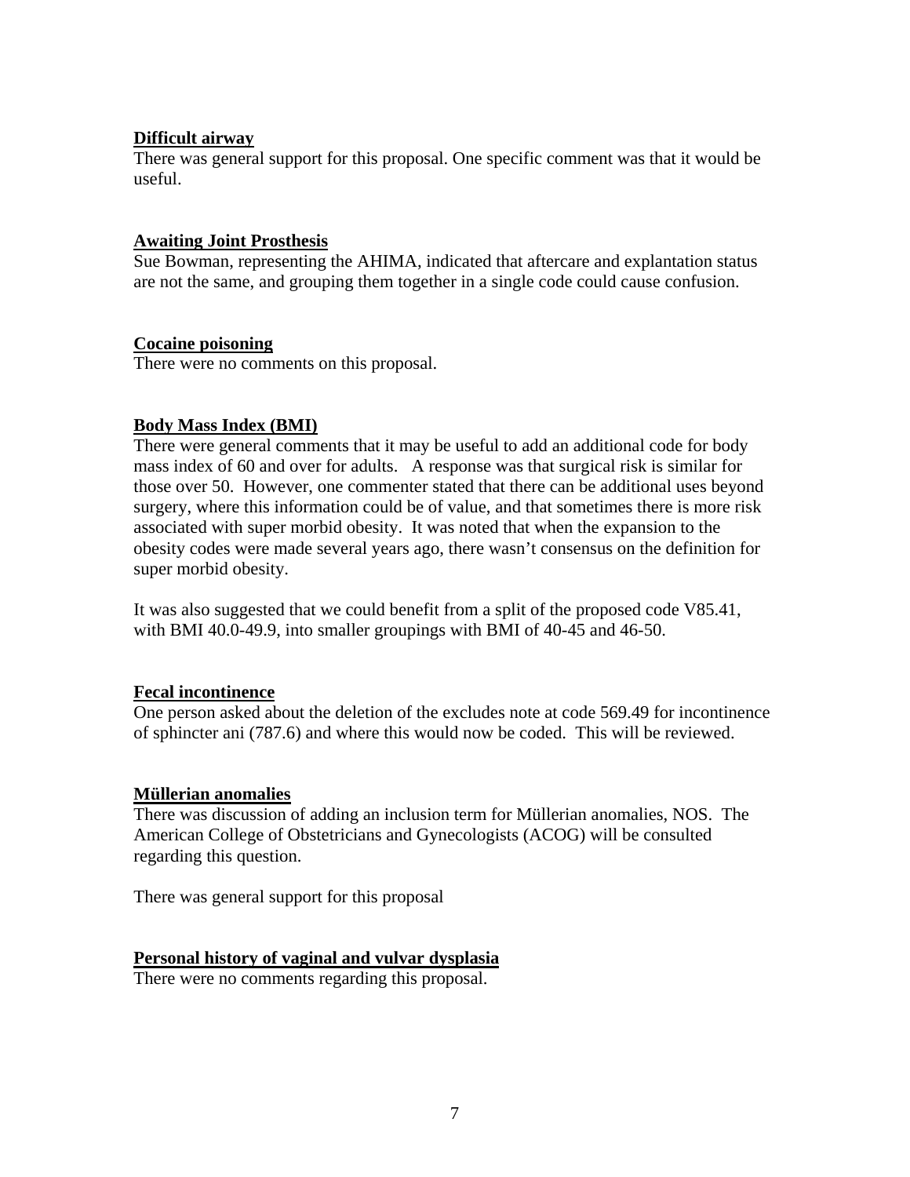**Difficult airway**

There was general support for this proposal. One specific comment was that it would be useful.

**Awaiting Joint Prosthesis**

Sue Bowman, representing the AHIMA, indicated that aftercare and explantation status are not the same, and grouping them together in a single code could cause confusion.

**Cocaine poisoning**

There were no comments on this proposal.

**Body Mass Index (BMI)**

There were general comments that it may be useful to add an additional code for body mass index of 60 and over for adults. A response was that surgical risk is similar for those over 50. However, one commenter stated that there can be additional uses beyond surgery, where this information could be of value, and that sometimes there is more risk associated with super morbid obesity. It was noted that when the expansion to the obesity codes were made several years ago, there wasn't consensus on the definition for super morbid obesity.

It was also suggested that we could benefit from a split of the proposed code V85.41, with BMI 40.0-49.9, into smaller groupings with BMI of 40-45 and 46-50.

**Fecal incontinence**

One person asked about the deletion of the excludes note at code 569.49 for incontinence of sphincter ani (787.6) and where this would now be coded. This will be reviewed.

**Müllerian anomalies**

There was discussion of adding an inclusion term for Müllerian anomalies, NOS. The American College of Obstetricians and Gynecologists (ACOG) will be consulted regarding this question.

There was general support for this proposal

**Personal history of vaginal and vulvar dysplasia**

There were no comments regarding this proposal.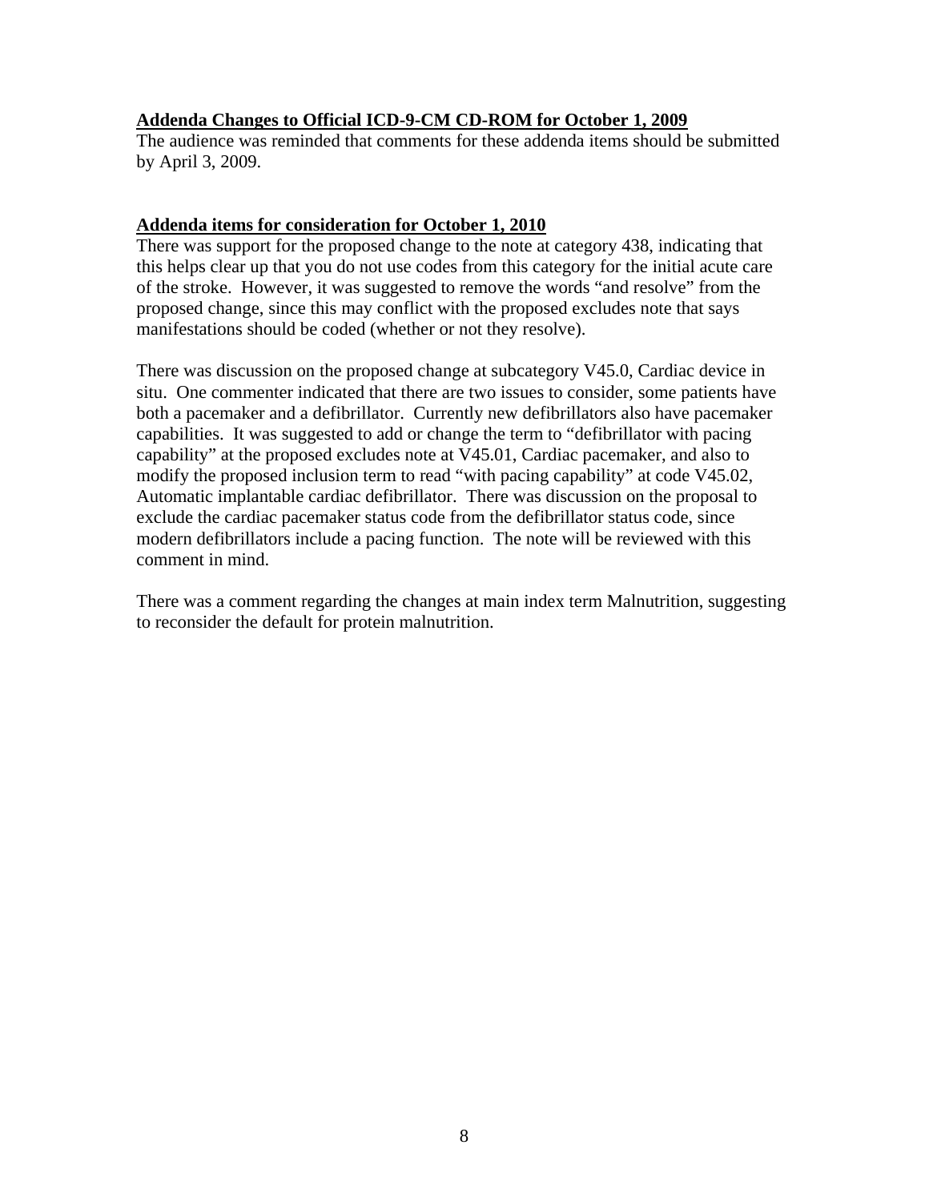**Addenda Changes to Official ICD-9-CM CD-ROM for October 1, 2009**

The audience was reminded that comments for these addenda items should be submitted by April 3, 2009.

**Addenda items for consideration for October 1, 2010**

There was support for the proposed change to the note at category 438, indicating that this helps clear up that you do not use codes from this category for the initial acute care of the stroke. However, it was suggested to remove the words "and resolve" from the proposed change, since this may conflict with the proposed excludes note that says manifestations should be coded (whether or not they resolve).

There was discussion on the proposed change at subcategory V45.0, Cardiac device in situ. One commenter indicated that there are two issues to consider, some patients have both a pacemaker and a defibrillator. Currently new defibrillators also have pacemaker capabilities. It was suggested to add or change the term to "defibrillator with pacing capability" at the proposed excludes note at V45.01, Cardiac pacemaker, and also to modify the proposed inclusion term to read "with pacing capability" at code V45.02, Automatic implantable cardiac defibrillator. There was discussion on the proposal to exclude the cardiac pacemaker status code from the defibrillator status code, since modern defibrillators include a pacing function. The note will be reviewed with this comment in mind.

There was a comment regarding the changes at main index term Malnutrition, suggesting to reconsider the default for protein malnutrition.